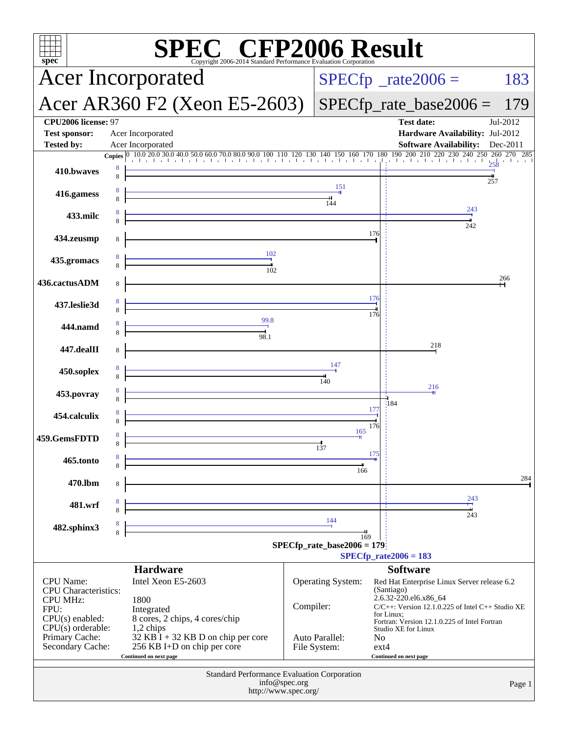# SPEC CFP2006 Result

Copyright 2006-2014 Standard Performance Evaluation Corporation

## Acer Incorporated

## Acer AR360 F2 (Xeon E5-2603)

**SPECfp_rate2006 = 183**

**SPECfp_rate_base2006 = 179**

| | | | |
|---|---|---|---|
| **CPU2006 license:** 97 | | **Test date:** | Jul-2012 |
| **Test sponsor:** | Acer Incorporated | **Hardware Availability:** | Jul-2012 |
| **Tested by:** | Acer Incorporated | **Software Availability:** | Dec-2011 |

| Benchmark | Copies (peak) | Peak | Copies (base) | Base |
|---|---|---|---|---|
| 410.bwaves | 8 | 258 | 8 | 257 |
| 416.gamess | 8 | 151 | 8 | 144 |
| 433.milc | 8 | 243 | 8 | 242 |
| 434.zeusmp | | | 8 | 176 |
| 435.gromacs | 8 | 102 | 8 | 102 |
| 436.cactusADM | | | 8 | 266 |
| 437.leslie3d | 8 | 176 | 8 | 176 |
| 444.namd | 8 | 99.8 | 8 | 98.1 |
| 447.dealII | | | 8 | 218 |
| 450.soplex | 8 | 147 | 8 | 140 |
| 453.povray | 8 | 216 | 8 | 184 |
| 454.calculix | 8 | 177 | 8 | 176 |
| 459.GemsFDTD | 8 | 165 | 8 | 137 |
| 465.tonto | 8 | 175 | 8 | 166 |
| 470.lbm | | | 8 | 284 |
| 481.wrf | 8 | 243 | 8 | 243 |
| 482.sphinx3 | 8 | 144 | 8 | 169 |

SPECfp_rate_base2006 = 179

SPECfp_rate2006 = 183

### Hardware

| | |
|---|---|
| CPU Name: | Intel Xeon E5-2603 |
| CPU Characteristics: | |
| CPU MHz: | 1800 |
| FPU: | Integrated |
| CPU(s) enabled: | 8 cores, 2 chips, 4 cores/chip |
| CPU(s) orderable: | 1,2 chips |
| Primary Cache: | 32 KB I + 32 KB D on chip per core |
| Secondary Cache: | 256 KB I+D on chip per core |

Continued on next page

### Software

| | |
|---|---|
| Operating System: | Red Hat Enterprise Linux Server release 6.2 (Santiago) 2.6.32-220.el6.x86_64 |
| Compiler: | C/C++: Version 12.1.0.225 of Intel C++ Studio XE for Linux; Fortran: Version 12.1.0.225 of Intel Fortran Studio XE for Linux |
| Auto Parallel: | No |
| File System: | ext4 |

Continued on next page

Standard Performance Evaluation Corporation
info@spec.org
http://www.spec.org/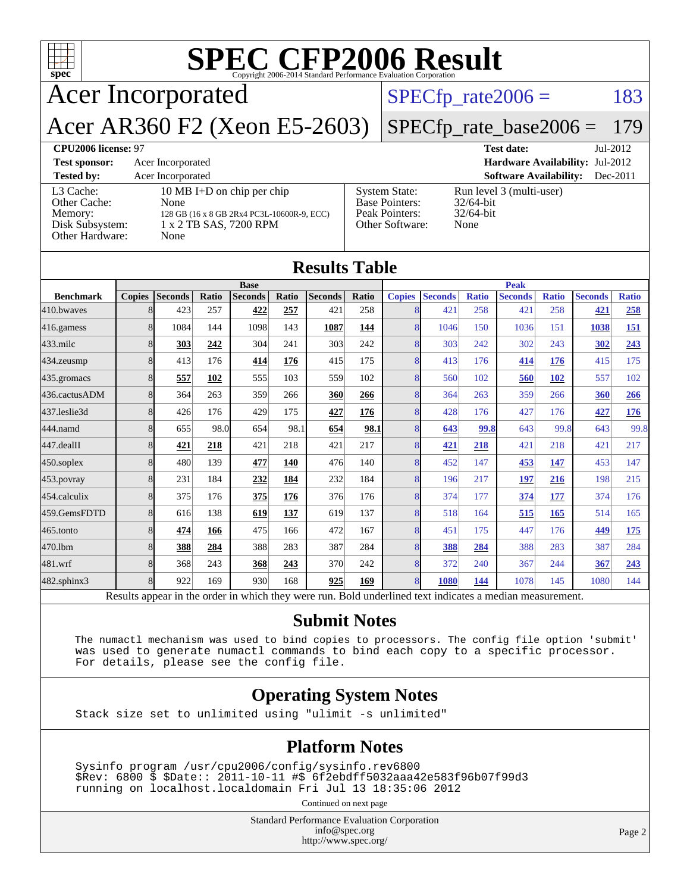# SPEC CFP2006 Result

Copyright 2006-2014 Standard Performance Evaluation Corporation

# Acer Incorporated

## Acer AR360 F2 (Xeon E5-2603)

SPECfp_rate2006 = 183

SPECfp_rate_base2006 = 179

**CPU2006 license:** 97
**Test sponsor:** Acer Incorporated
**Tested by:** Acer Incorporated

**Test date:** Jul-2012
**Hardware Availability:** Jul-2012
**Software Availability:** Dec-2011

| | |
|---|---|
| L3 Cache: | 10 MB I+D on chip per chip |
| Other Cache: | None |
| Memory: | 128 GB (16 x 8 GB 2Rx4 PC3L-10600R-9, ECC) |
| Disk Subsystem: | 1 x 2 TB SAS, 7200 RPM |
| Other Hardware: | None |

| | |
|---|---|
| System State: | Run level 3 (multi-user) |
| Base Pointers: | 32/64-bit |
| Peak Pointers: | 32/64-bit |
| Other Software: | None |

## Results Table

| Benchmark | Base | | | | | | | Peak | | | | | | |
|---|---|---|---|---|---|---|---|---|---|---|---|---|---|---|
| | Copies | Seconds | Ratio | Seconds | Ratio | Seconds | Ratio | Copies | Seconds | Ratio | Seconds | Ratio | Seconds | Ratio |
| 410.bwaves | 8 | 423 | 257 | **422** | **257** | 421 | 258 | 8 | 421 | 258 | 421 | 258 | **421** | **258** |
| 416.gamess | 8 | 1084 | 144 | 1098 | 143 | **1087** | **144** | 8 | 1046 | 150 | 1036 | 151 | **1038** | **151** |
| 433.milc | 8 | **303** | **242** | 304 | 241 | 303 | 242 | 8 | 303 | 242 | 302 | 243 | **302** | **243** |
| 434.zeusmp | 8 | 413 | 176 | **414** | **176** | 415 | 175 | 8 | 413 | 176 | **414** | **176** | 415 | 175 |
| 435.gromacs | 8 | **557** | **102** | 555 | 103 | 559 | 102 | 8 | 560 | 102 | **560** | **102** | 557 | 102 |
| 436.cactusADM | 8 | 364 | 263 | 359 | 266 | **360** | **266** | 8 | 364 | 263 | 359 | 266 | **360** | **266** |
| 437.leslie3d | 8 | 426 | 176 | 429 | 175 | **427** | **176** | 8 | 428 | 176 | 427 | 176 | **427** | **176** |
| 444.namd | 8 | 655 | 98.0 | 654 | 98.1 | **654** | **98.1** | 8 | **643** | **99.8** | 643 | 99.8 | 643 | 99.8 |
| 447.dealII | 8 | **421** | **218** | 421 | 218 | 421 | 217 | 8 | **421** | **218** | 421 | 218 | 421 | 217 |
| 450.soplex | 8 | 480 | 139 | **477** | **140** | 476 | 140 | 8 | 452 | 147 | **453** | **147** | 453 | 147 |
| 453.povray | 8 | 231 | 184 | **232** | **184** | 232 | 184 | 8 | 196 | 217 | **197** | **216** | 198 | 215 |
| 454.calculix | 8 | 375 | 176 | **375** | **176** | 376 | 176 | 8 | 374 | 177 | **374** | **177** | 374 | 176 |
| 459.GemsFDTD | 8 | 616 | 138 | **619** | **137** | 619 | 137 | 8 | 518 | 164 | **515** | **165** | 514 | 165 |
| 465.tonto | 8 | **474** | **166** | 475 | 166 | 472 | 167 | 8 | 451 | 175 | 447 | 176 | **449** | **175** |
| 470.lbm | 8 | **388** | **284** | 388 | 283 | 387 | 284 | 8 | **388** | **284** | 388 | 283 | 387 | 284 |
| 481.wrf | 8 | 368 | 243 | **368** | **243** | 370 | 242 | 8 | 372 | 240 | 367 | 244 | **367** | **243** |
| 482.sphinx3 | 8 | 922 | 169 | 930 | 168 | **925** | **169** | 8 | **1080** | **144** | 1078 | 145 | 1080 | 144 |

Results appear in the order in which they were run. Bold underlined text indicates a median measurement.

## Submit Notes

```
The numactl mechanism was used to bind copies to processors. The config file option 'submit'
was used to generate numactl commands to bind each copy to a specific processor.
For details, please see the config file.
```

## Operating System Notes

```
Stack size set to unlimited using "ulimit -s unlimited"
```

## Platform Notes

```
Sysinfo program /usr/cpu2006/config/sysinfo.rev6800
$Rev: 6800 $ $Date:: 2011-10-11 #$ 6f2ebdff5032aaa42e583f96b07f99d3
running on localhost.localdomain Fri Jul 13 18:35:06 2012
```

Continued on next page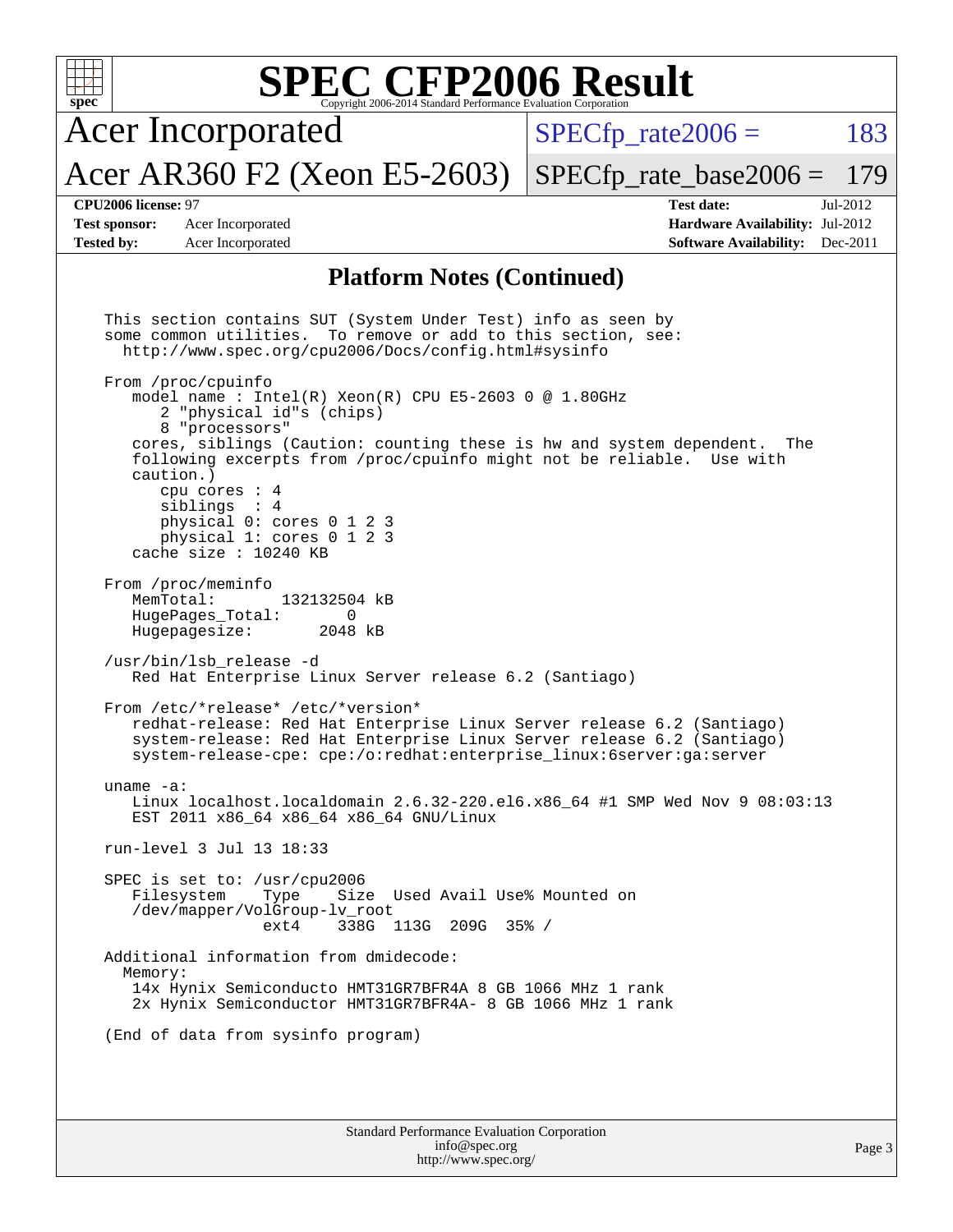# SPEC CFP2006 Result

Copyright 2006-2014 Standard Performance Evaluation Corporation

**Acer Incorporated**

**Acer AR360 F2 (Xeon E5-2603)**

SPECfp_rate2006 = 183

SPECfp_rate_base2006 = 179

| | | | |
|---|---|---|---|
| **CPU2006 license:** 97 | | **Test date:** | Jul-2012 |
| **Test sponsor:** | Acer Incorporated | **Hardware Availability:** | Jul-2012 |
| **Tested by:** | Acer Incorporated | **Software Availability:** | Dec-2011 |

## Platform Notes (Continued)

```
This section contains SUT (System Under Test) info as seen by
some common utilities.  To remove or add to this section, see:
  http://www.spec.org/cpu2006/Docs/config.html#sysinfo

From /proc/cpuinfo
   model name : Intel(R) Xeon(R) CPU E5-2603 0 @ 1.80GHz
      2 "physical id"s (chips)
      8 "processors"
   cores, siblings (Caution: counting these is hw and system dependent.  The
   following excerpts from /proc/cpuinfo might not be reliable.  Use with
   caution.)
      cpu cores : 4
      siblings  : 4
      physical 0: cores 0 1 2 3
      physical 1: cores 0 1 2 3
   cache size : 10240 KB

From /proc/meminfo
   MemTotal:       132132504 kB
   HugePages_Total:       0
   Hugepagesize:       2048 kB

/usr/bin/lsb_release -d
   Red Hat Enterprise Linux Server release 6.2 (Santiago)

From /etc/*release* /etc/*version*
   redhat-release: Red Hat Enterprise Linux Server release 6.2 (Santiago)
   system-release: Red Hat Enterprise Linux Server release 6.2 (Santiago)
   system-release-cpe: cpe:/o:redhat:enterprise_linux:6server:ga:server

uname -a:
   Linux localhost.localdomain 2.6.32-220.el6.x86_64 #1 SMP Wed Nov 9 08:03:13
   EST 2011 x86_64 x86_64 x86_64 GNU/Linux

run-level 3 Jul 13 18:33

SPEC is set to: /usr/cpu2006
   Filesystem    Type    Size  Used Avail Use% Mounted on
   /dev/mapper/VolGroup-lv_root
                 ext4    338G  113G  209G  35% /

Additional information from dmidecode:
  Memory:
   14x Hynix Semiconducto HMT31GR7BFR4A 8 GB 1066 MHz 1 rank
   2x Hynix Semiconductor HMT31GR7BFR4A- 8 GB 1066 MHz 1 rank

(End of data from sysinfo program)
```

Standard Performance Evaluation Corporation
info@spec.org
http://www.spec.org/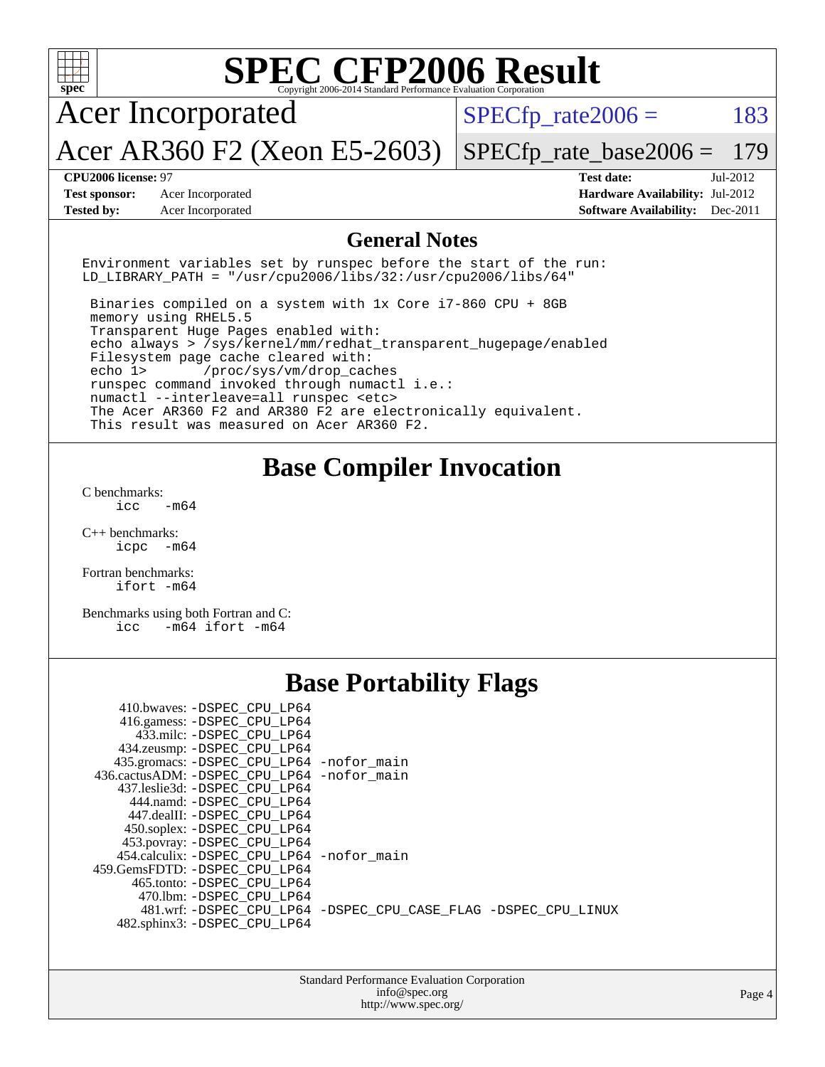# SPEC CFP2006 Result

Copyright 2006-2014 Standard Performance Evaluation Corporation

**Acer Incorporated**

**Acer AR360 F2 (Xeon E5-2603)**

SPECfp_rate2006 = 183

SPECfp_rate_base2006 = 179

| | | | |
|---|---|---|---|
| **CPU2006 license:** 97 | | **Test date:** | Jul-2012 |
| **Test sponsor:** | Acer Incorporated | **Hardware Availability:** | Jul-2012 |
| **Tested by:** | Acer Incorporated | **Software Availability:** | Dec-2011 |

## General Notes

```
Environment variables set by runspec before the start of the run:
LD_LIBRARY_PATH = "/usr/cpu2006/libs/32:/usr/cpu2006/libs/64"

 Binaries compiled on a system with 1x Core i7-860 CPU + 8GB
 memory using RHEL5.5
 Transparent Huge Pages enabled with:
 echo always > /sys/kernel/mm/redhat_transparent_hugepage/enabled
 Filesystem page cache cleared with:
 echo 1>       /proc/sys/vm/drop_caches
 runspec command invoked through numactl i.e.:
 numactl --interleave=all runspec <etc>
 The Acer AR360 F2 and AR380 F2 are electronically equivalent.
 This result was measured on Acer AR360 F2.
```

## Base Compiler Invocation

C benchmarks:
```
icc   -m64
```

C++ benchmarks:
```
icpc  -m64
```

Fortran benchmarks:
```
ifort -m64
```

Benchmarks using both Fortran and C:
```
icc   -m64 ifort -m64
```

## Base Portability Flags

```
    410.bwaves: -DSPEC_CPU_LP64
    416.gamess: -DSPEC_CPU_LP64
      433.milc: -DSPEC_CPU_LP64
    434.zeusmp: -DSPEC_CPU_LP64
   435.gromacs: -DSPEC_CPU_LP64 -nofor_main
436.cactusADM: -DSPEC_CPU_LP64 -nofor_main
  437.leslie3d: -DSPEC_CPU_LP64
      444.namd: -DSPEC_CPU_LP64
    447.dealII: -DSPEC_CPU_LP64
    450.soplex: -DSPEC_CPU_LP64
    453.povray: -DSPEC_CPU_LP64
  454.calculix: -DSPEC_CPU_LP64 -nofor_main
 459.GemsFDTD: -DSPEC_CPU_LP64
     465.tonto: -DSPEC_CPU_LP64
       470.lbm: -DSPEC_CPU_LP64
       481.wrf: -DSPEC_CPU_LP64 -DSPEC_CPU_CASE_FLAG -DSPEC_CPU_LINUX
   482.sphinx3: -DSPEC_CPU_LP64
```

Standard Performance Evaluation Corporation
info@spec.org
http://www.spec.org/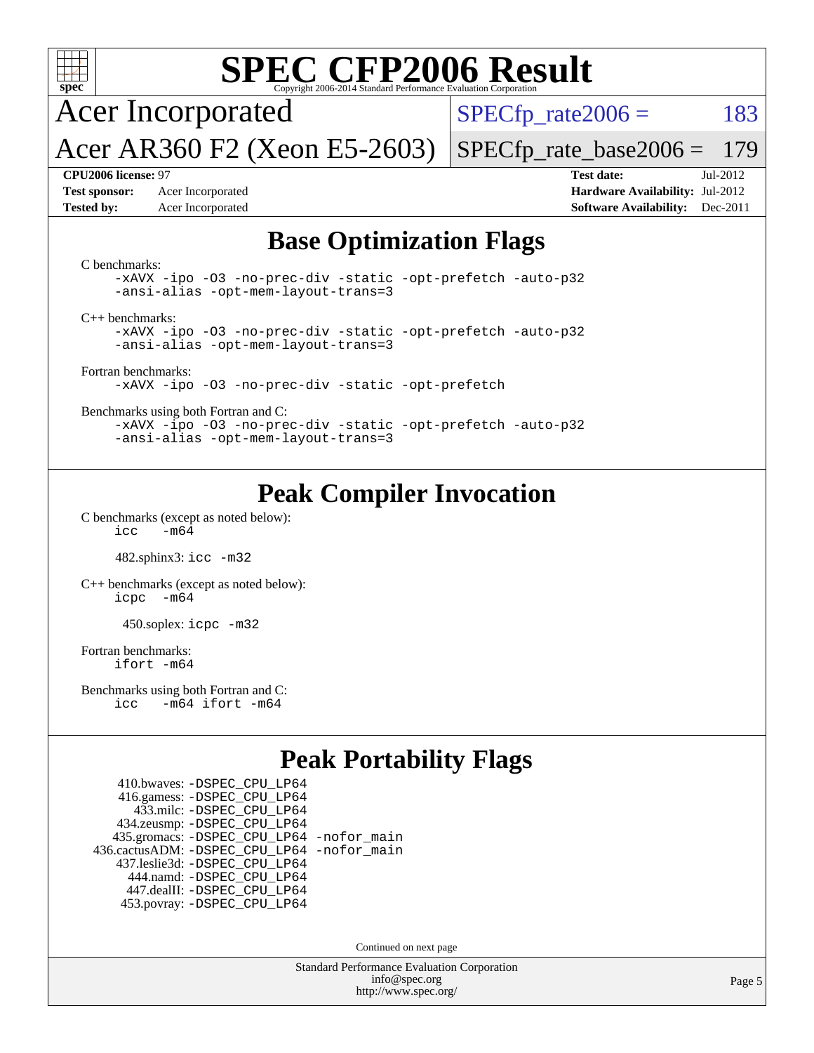# SPEC CFP2006 Result

Copyright 2006-2014 Standard Performance Evaluation Corporation

**Acer Incorporated**

**Acer AR360 F2 (Xeon E5-2603)**

SPECfp_rate2006 = 183

SPECfp_rate_base2006 = 179

**CPU2006 license:** 97
**Test sponsor:** Acer Incorporated
**Tested by:** Acer Incorporated

**Test date:** Jul-2012
**Hardware Availability:** Jul-2012
**Software Availability:** Dec-2011

## Base Optimization Flags

C benchmarks:
```
-xAVX -ipo -O3 -no-prec-div -static -opt-prefetch -auto-p32
-ansi-alias -opt-mem-layout-trans=3
```

C++ benchmarks:
```
-xAVX -ipo -O3 -no-prec-div -static -opt-prefetch -auto-p32
-ansi-alias -opt-mem-layout-trans=3
```

Fortran benchmarks:
```
-xAVX -ipo -O3 -no-prec-div -static -opt-prefetch
```

Benchmarks using both Fortran and C:
```
-xAVX -ipo -O3 -no-prec-div -static -opt-prefetch -auto-p32
-ansi-alias -opt-mem-layout-trans=3
```

## Peak Compiler Invocation

C benchmarks (except as noted below):
```
icc  -m64
```

482.sphinx3: `icc -m32`

C++ benchmarks (except as noted below):
```
icpc  -m64
```

450.soplex: `icpc -m32`

Fortran benchmarks:
```
ifort -m64
```

Benchmarks using both Fortran and C:
```
icc  -m64 ifort -m64
```

## Peak Portability Flags

410.bwaves: -DSPEC_CPU_LP64
416.gamess: -DSPEC_CPU_LP64
433.milc: -DSPEC_CPU_LP64
434.zeusmp: -DSPEC_CPU_LP64
435.gromacs: -DSPEC_CPU_LP64 -nofor_main
436.cactusADM: -DSPEC_CPU_LP64 -nofor_main
437.leslie3d: -DSPEC_CPU_LP64
444.namd: -DSPEC_CPU_LP64
447.dealII: -DSPEC_CPU_LP64
453.povray: -DSPEC_CPU_LP64

Continued on next page

Standard Performance Evaluation Corporation
info@spec.org
http://www.spec.org/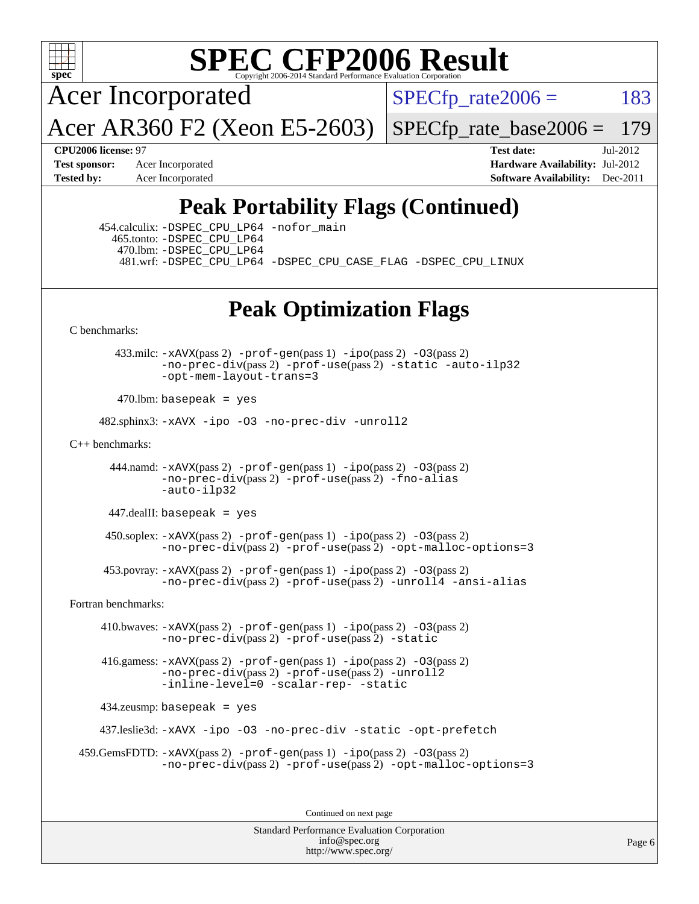# SPEC CFP2006 Result

Copyright 2006-2014 Standard Performance Evaluation Corporation

Acer Incorporated

Acer AR360 F2 (Xeon E5-2603)

SPECfp_rate2006 = 183

SPECfp_rate_base2006 = 179

**CPU2006 license:** 97

**Test sponsor:** Acer Incorporated

**Tested by:** Acer Incorporated

**Test date:** Jul-2012

**Hardware Availability:** Jul-2012

**Software Availability:** Dec-2011

## Peak Portability Flags (Continued)

454.calculix: -DSPEC_CPU_LP64 -nofor_main
465.tonto: -DSPEC_CPU_LP64
470.lbm: -DSPEC_CPU_LP64
481.wrf: -DSPEC_CPU_LP64 -DSPEC_CPU_CASE_FLAG -DSPEC_CPU_LINUX

## Peak Optimization Flags

C benchmarks:

433.milc: -xAVX(pass 2) -prof-gen(pass 1) -ipo(pass 2) -O3(pass 2) -no-prec-div(pass 2) -prof-use(pass 2) -static -auto-ilp32 -opt-mem-layout-trans=3

470.lbm: basepeak = yes

482.sphinx3: -xAVX -ipo -O3 -no-prec-div -unroll2

C++ benchmarks:

444.namd: -xAVX(pass 2) -prof-gen(pass 1) -ipo(pass 2) -O3(pass 2) -no-prec-div(pass 2) -prof-use(pass 2) -fno-alias -auto-ilp32

447.dealII: basepeak = yes

450.soplex: -xAVX(pass 2) -prof-gen(pass 1) -ipo(pass 2) -O3(pass 2) -no-prec-div(pass 2) -prof-use(pass 2) -opt-malloc-options=3

453.povray: -xAVX(pass 2) -prof-gen(pass 1) -ipo(pass 2) -O3(pass 2) -no-prec-div(pass 2) -prof-use(pass 2) -unroll4 -ansi-alias

Fortran benchmarks:

410.bwaves: -xAVX(pass 2) -prof-gen(pass 1) -ipo(pass 2) -O3(pass 2) -no-prec-div(pass 2) -prof-use(pass 2) -static

416.gamess: -xAVX(pass 2) -prof-gen(pass 1) -ipo(pass 2) -O3(pass 2) -no-prec-div(pass 2) -prof-use(pass 2) -unroll2 -inline-level=0 -scalar-rep- -static

434.zeusmp: basepeak = yes

437.leslie3d: -xAVX -ipo -O3 -no-prec-div -static -opt-prefetch

459.GemsFDTD: -xAVX(pass 2) -prof-gen(pass 1) -ipo(pass 2) -O3(pass 2) -no-prec-div(pass 2) -prof-use(pass 2) -opt-malloc-options=3

Continued on next page

Standard Performance Evaluation Corporation
info@spec.org
http://www.spec.org/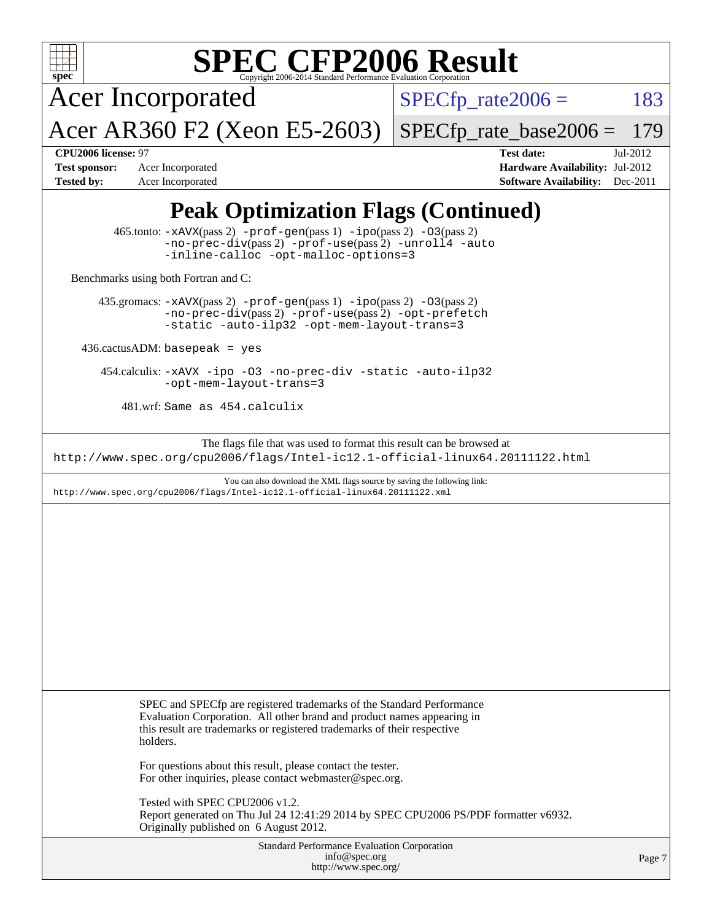# SPEC CFP2006 Result

Copyright 2006-2014 Standard Performance Evaluation Corporation

Acer Incorporated

Acer AR360 F2 (Xeon E5-2603)

SPECfp_rate2006 = 183

SPECfp_rate_base2006 = 179

**CPU2006 license:** 97
**Test sponsor:** Acer Incorporated
**Tested by:** Acer Incorporated

**Test date:** Jul-2012
**Hardware Availability:** Jul-2012
**Software Availability:** Dec-2011

## Peak Optimization Flags (Continued)

465.tonto: -xAVX(pass 2) -prof-gen(pass 1) -ipo(pass 2) -O3(pass 2) -no-prec-div(pass 2) -prof-use(pass 2) -unroll4 -auto -inline-calloc -opt-malloc-options=3

Benchmarks using both Fortran and C:

435.gromacs: -xAVX(pass 2) -prof-gen(pass 1) -ipo(pass 2) -O3(pass 2) -no-prec-div(pass 2) -prof-use(pass 2) -opt-prefetch -static -auto-ilp32 -opt-mem-layout-trans=3

436.cactusADM: basepeak = yes

454.calculix: -xAVX -ipo -O3 -no-prec-div -static -auto-ilp32 -opt-mem-layout-trans=3

481.wrf: Same as 454.calculix

The flags file that was used to format this result can be browsed at
http://www.spec.org/cpu2006/flags/Intel-ic12.1-official-linux64.20111122.html

You can also download the XML flags source by saving the following link:
http://www.spec.org/cpu2006/flags/Intel-ic12.1-official-linux64.20111122.xml

SPEC and SPECfp are registered trademarks of the Standard Performance Evaluation Corporation. All other brand and product names appearing in this result are trademarks or registered trademarks of their respective holders.

For questions about this result, please contact the tester.
For other inquiries, please contact webmaster@spec.org.

Tested with SPEC CPU2006 v1.2.
Report generated on Thu Jul 24 12:41:29 2014 by SPEC CPU2006 PS/PDF formatter v6932.
Originally published on 6 August 2012.

Standard Performance Evaluation Corporation
info@spec.org
http://www.spec.org/